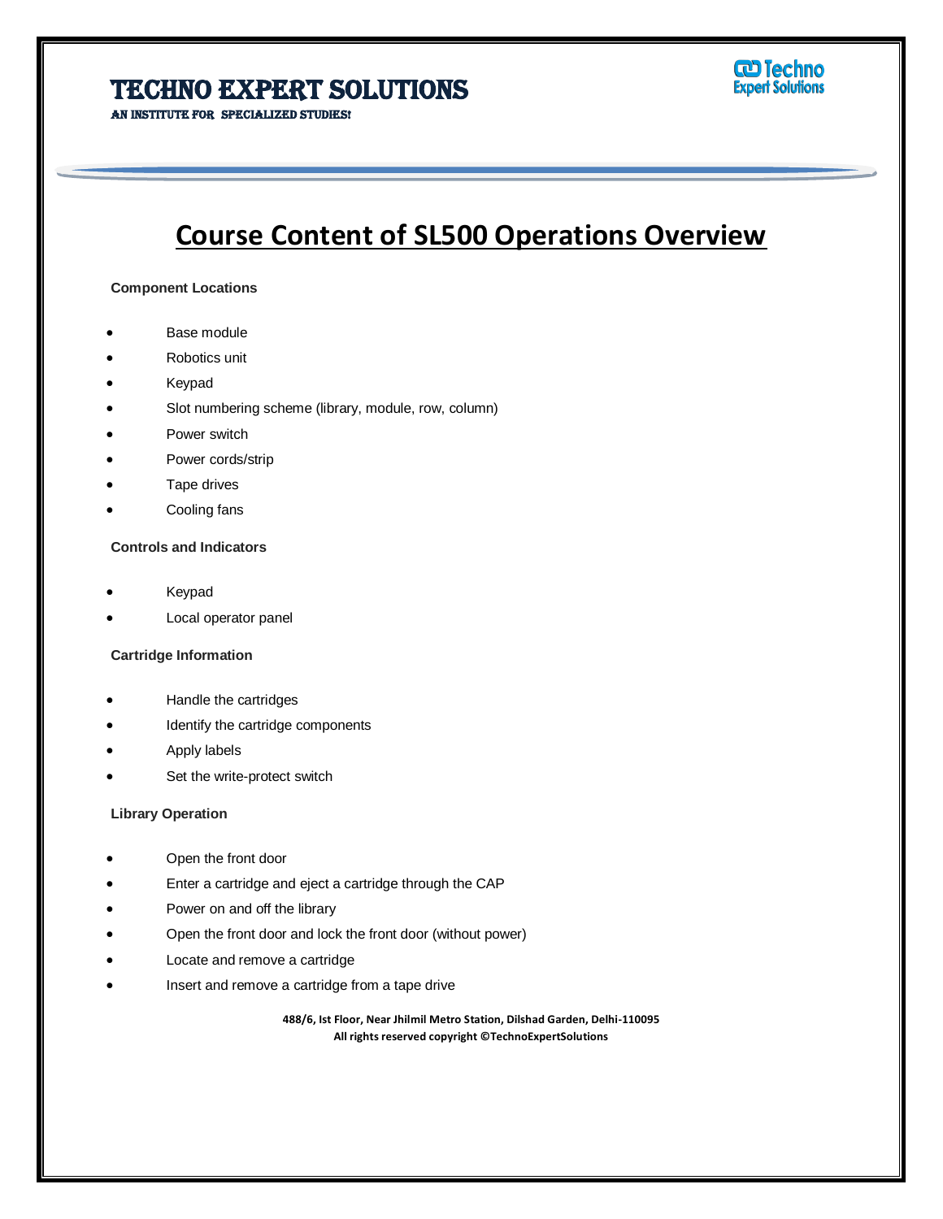# TECHNO EXPERT SOLUTIONS

AN INSTITUTE FOR SPECIALIZED STUDIES!

## Course Content of SL500 Operations Overview

**Component Locations**

- Base module
- Robotics unit
- Keypad
- Slot numbering scheme (library, module, row, column)
- Power switch
- Power cords/strip
- Tape drives
- Cooling fans

**Controls and Indicators**

- Keypad
- Local operator panel

**Cartridge Information**

- Handle the cartridges
- Identify the cartridge components
- Apply labels
- Set the write-protect switch

**Library Operation**

- Open the front door
- Enter a cartridge and eject a cartridge through the CAP
- Power on and off the library
- Open the front door and lock the front door (without power)
- Locate and remove a cartridge
- Insert and remove a cartridge from a tape drive

**488/6, Ist Floor, Near Jhilmil Metro Station, Dilshad Garden, Delhi-110095**
**All rights reserved copyright ©TechnoExpertSolutions**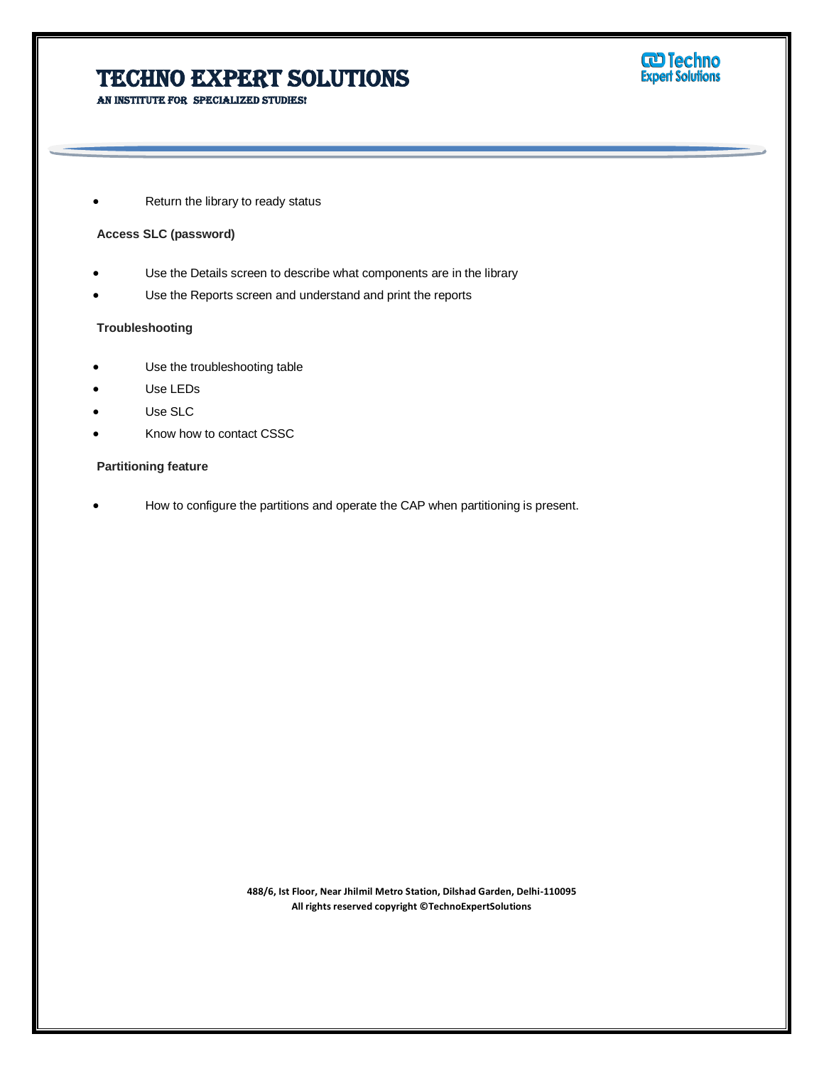- Return the library to ready status

**Access SLC (password)**

- Use the Details screen to describe what components are in the library
- Use the Reports screen and understand and print the reports

**Troubleshooting**

- Use the troubleshooting table
- Use LEDs
- Use SLC
- Know how to contact CSSC

**Partitioning feature**

- How to configure the partitions and operate the CAP when partitioning is present.